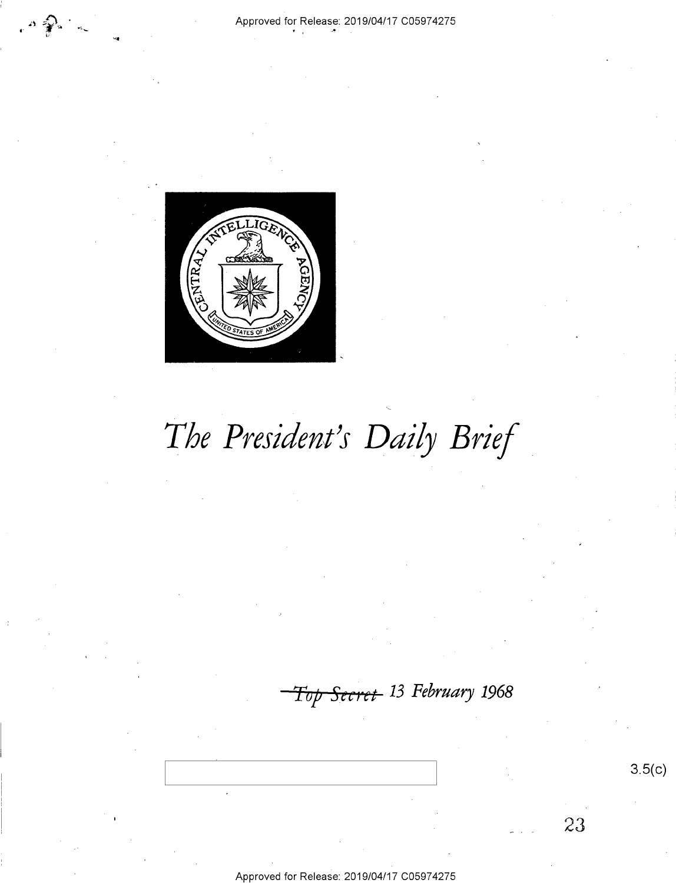# *The President's Daily Brief*

~~Top Secret~~ *13 February 1968*

3.5(c)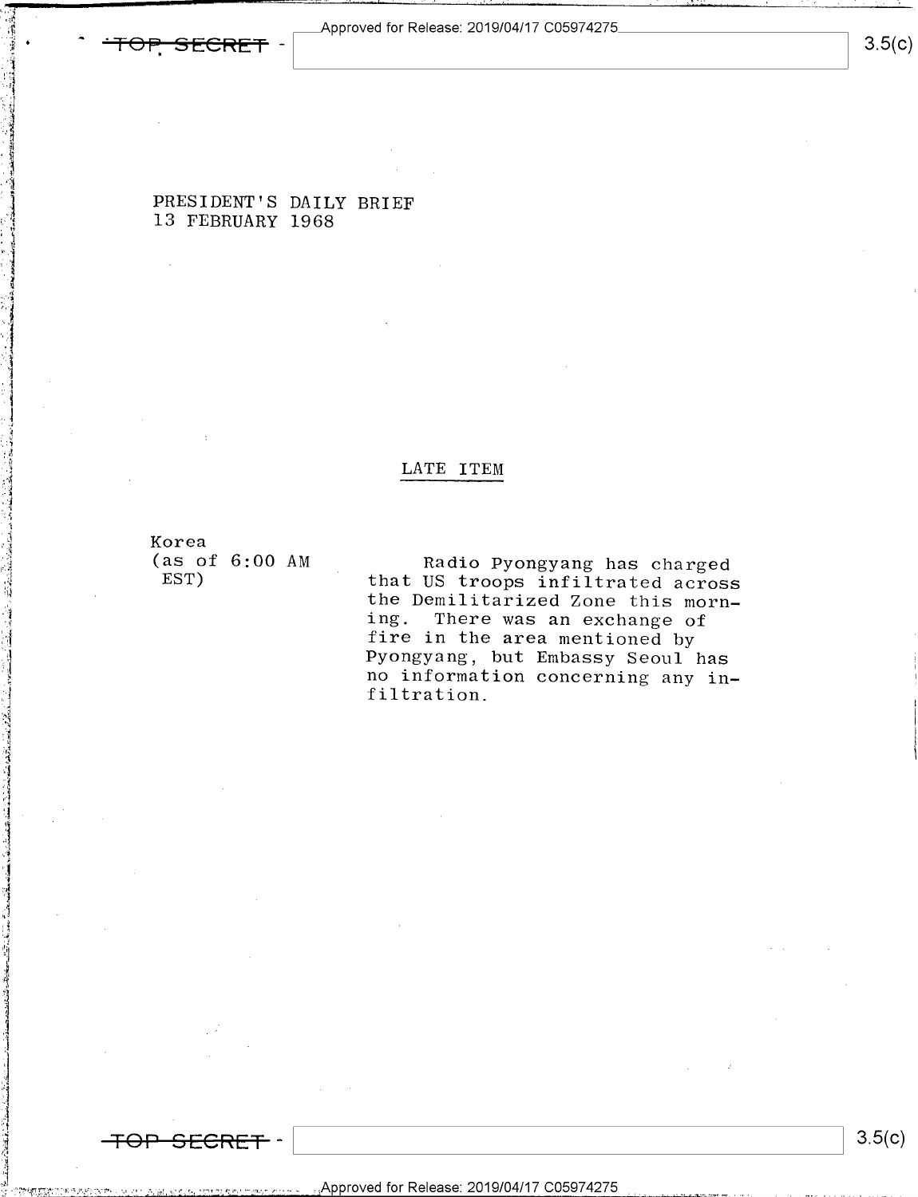PRESIDENT'S DAILY BRIEF
13 FEBRUARY 1968

## LATE ITEM

**Korea (as of 6:00 AM EST)**

Radio Pyongyang has charged that US troops infiltrated across the Demilitarized Zone this morning. There was an exchange of fire in the area mentioned by Pyongyang, but Embassy Seoul has no information concerning any infiltration.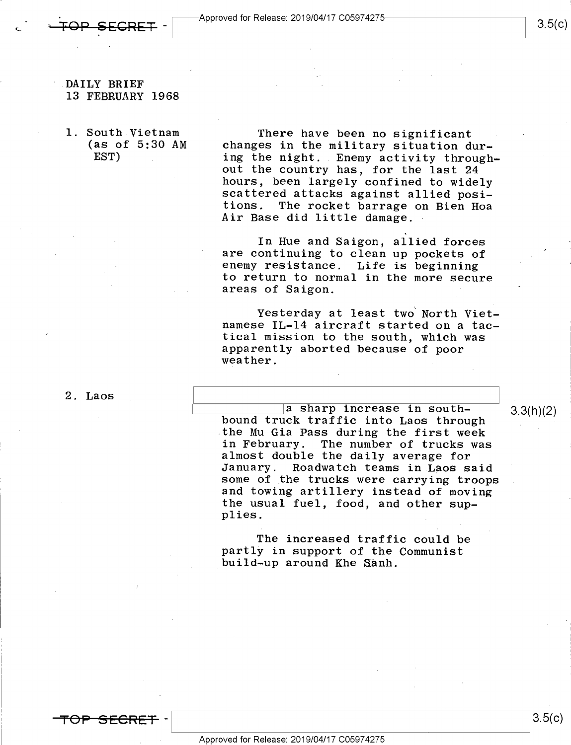DAILY BRIEF
13 FEBRUARY 1968

1. South Vietnam (as of 5:30 AM EST)

There have been no significant changes in the military situation during the night. Enemy activity throughout the country has, for the last 24 hours, been largely confined to widely scattered attacks against allied positions. The rocket barrage on Bien Hoa Air Base did little damage.

In Hue and Saigon, allied forces are continuing to clean up pockets of enemy resistance. Life is beginning to return to normal in the more secure areas of Saigon.

Yesterday at least two North Vietnamese IL-14 aircraft started on a tactical mission to the south, which was apparently aborted because of poor weather.

2. Laos

[redacted] a sharp increase in southbound truck traffic into Laos through the Mu Gia Pass during the first week in February. The number of trucks was almost double the daily average for January. Roadwatch teams in Laos said some of the trucks were carrying troops and towing artillery instead of moving the usual fuel, food, and other supplies.

3.3(h)(2)

The increased traffic could be partly in support of the Communist build-up around Khe Sanh.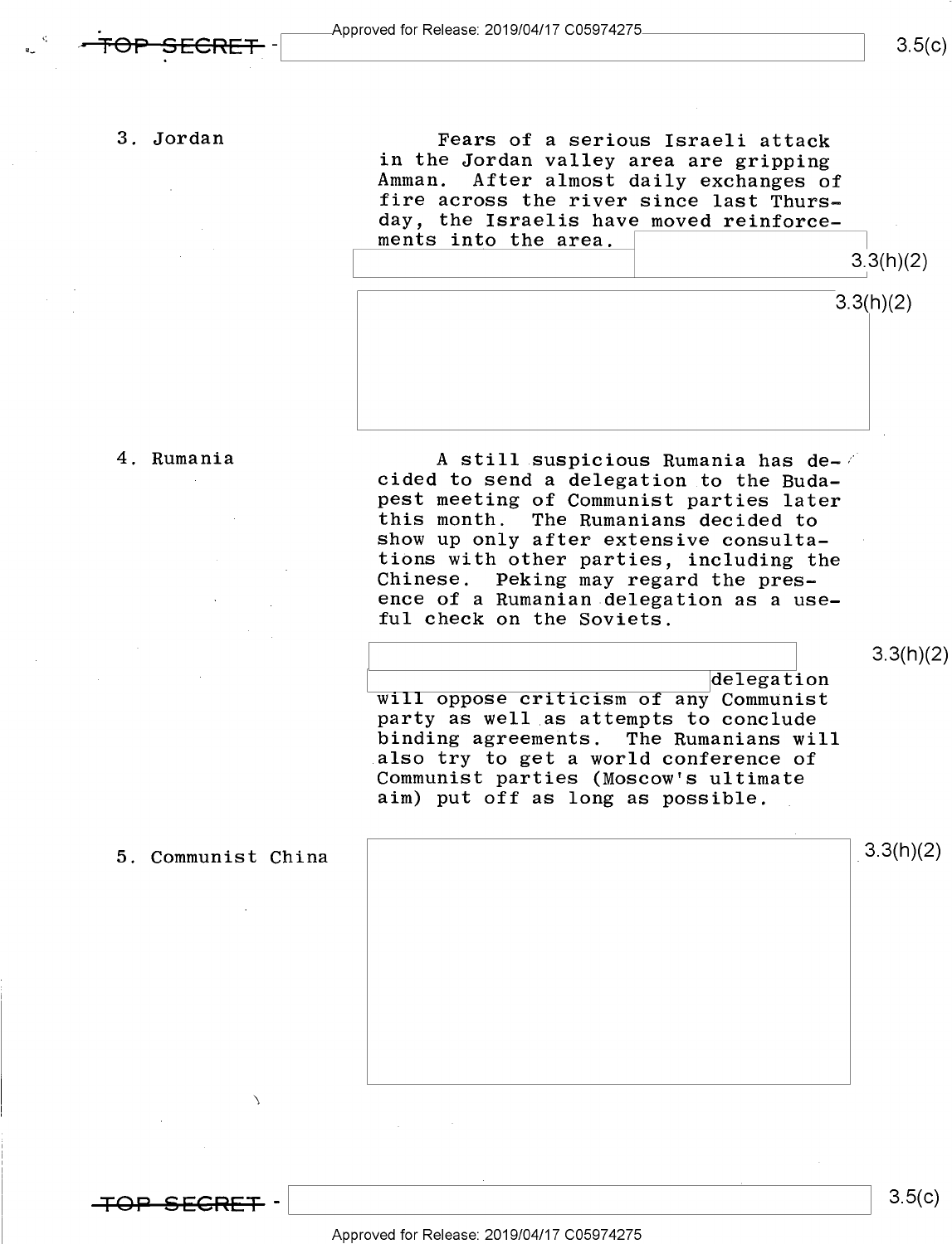3. Jordan

Fears of a serious Israeli attack in the Jordan valley area are gripping Amman. After almost daily exchanges of fire across the river since last Thursday, the Israelis have moved reinforcements into the area.

3.3(h)(2)

3.3(h)(2)

4. Rumania

A still suspicious Rumania has decided to send a delegation to the Budapest meeting of Communist parties later this month. The Rumanians decided to show up only after extensive consultations with other parties, including the Chinese. Peking may regard the presence of a Rumanian delegation as a useful check on the Soviets.

3.3(h)(2)

delegation will oppose criticism of any Communist party as well as attempts to conclude binding agreements. The Rumanians will also try to get a world conference of Communist parties (Moscow's ultimate aim) put off as long as possible.

5. Communist China

3.3(h)(2)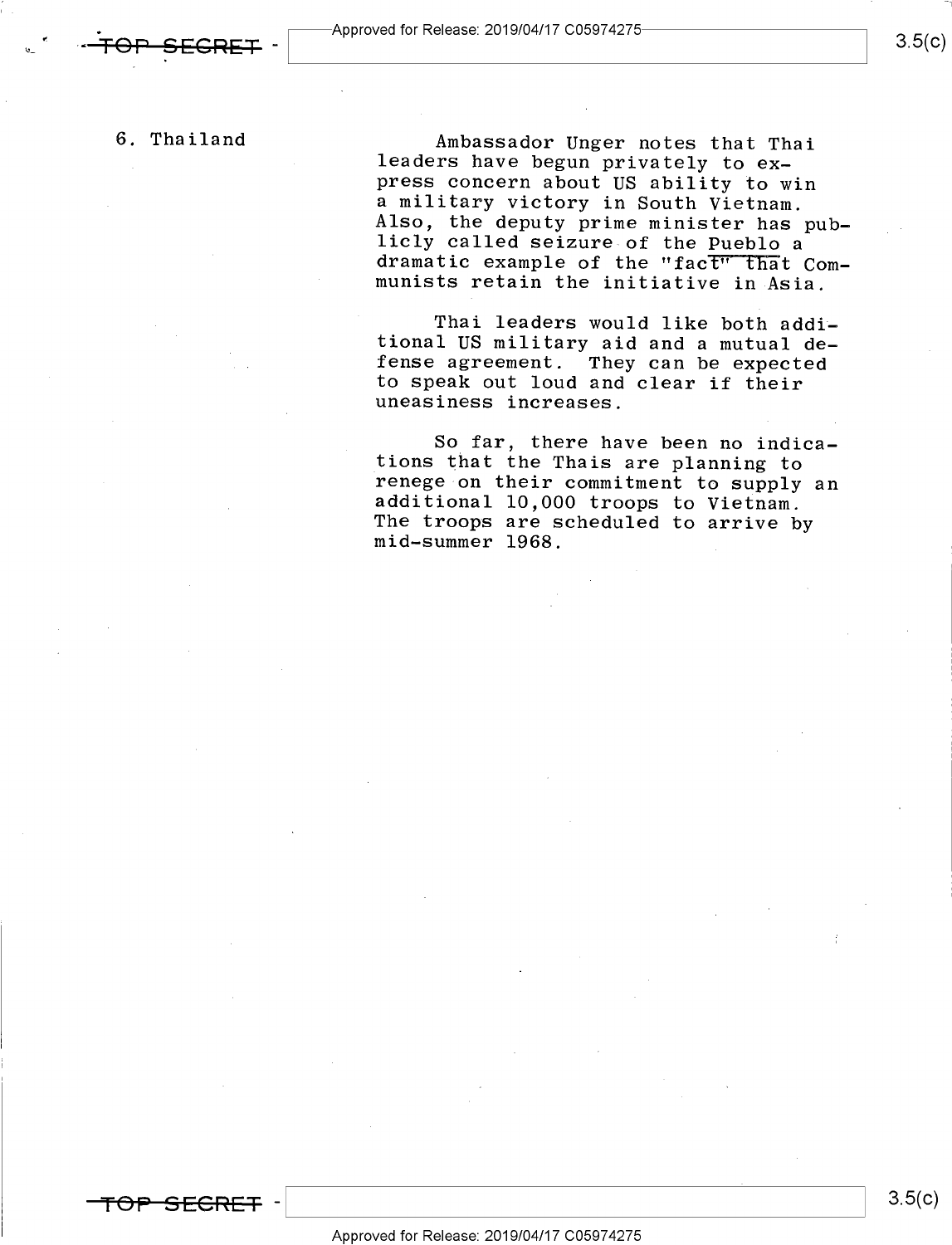6. Thailand

Ambassador Unger notes that Thai leaders have begun privately to express concern about US ability to win a military victory in South Vietnam. Also, the deputy prime minister has publicly called seizure of the Pueblo a dramatic example of the "fact" that Communists retain the initiative in Asia.

Thai leaders would like both additional US military aid and a mutual defense agreement. They can be expected to speak out loud and clear if their uneasiness increases.

So far, there have been no indications that the Thais are planning to renege on their commitment to supply an additional 10,000 troops to Vietnam. The troops are scheduled to arrive by mid-summer 1968.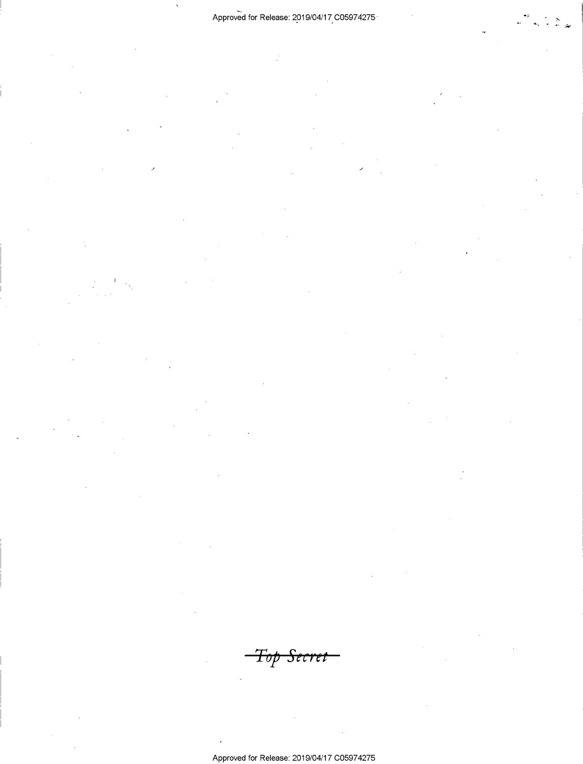~~Top Secret~~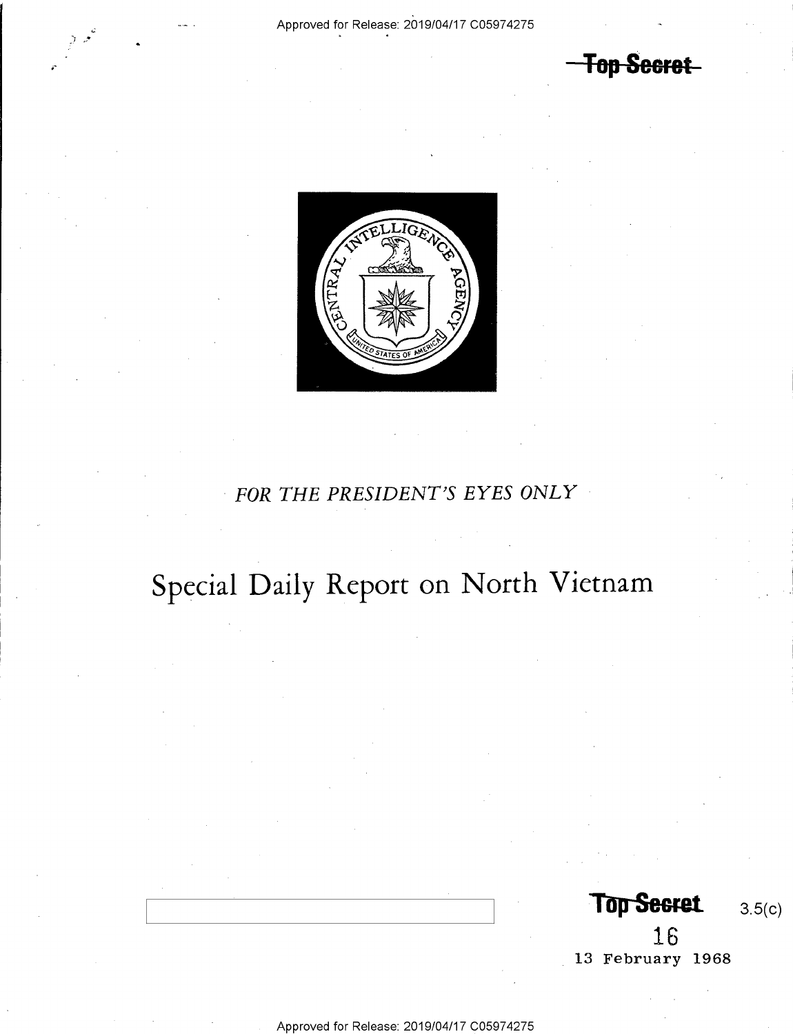~~Top Secret~~

*FOR THE PRESIDENT'S EYES ONLY*

# Special Daily Report on North Vietnam

**~~Top Secret~~** 3.5(c)

16

13 February 1968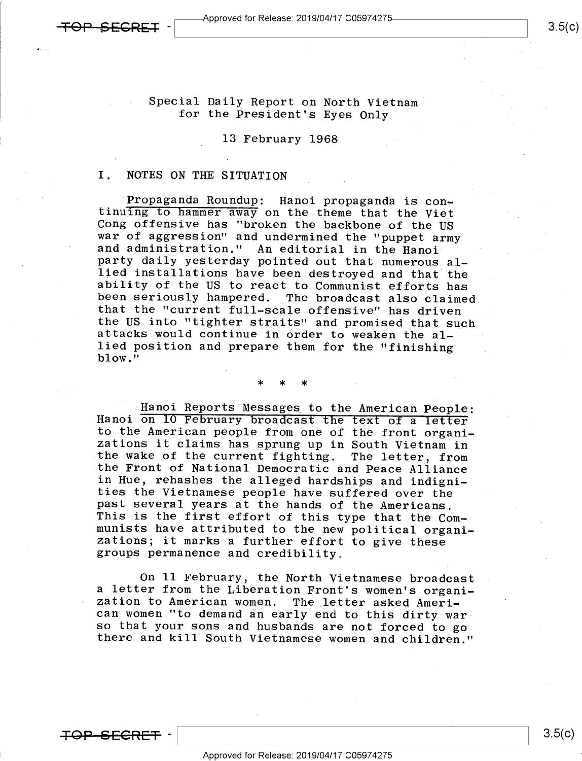Special Daily Report on North Vietnam
for the President's Eyes Only

13 February 1968

## I. NOTES ON THE SITUATION

Propaganda Roundup: Hanoi propaganda is continuing to hammer away on the theme that the Viet Cong offensive has "broken the backbone of the US war of aggression" and undermined the "puppet army and administration." An editorial in the Hanoi party daily yesterday pointed out that numerous allied installations have been destroyed and that the ability of the US to react to Communist efforts has been seriously hampered. The broadcast also claimed that the "current full-scale offensive" has driven the US into "tighter straits" and promised that such attacks would continue in order to weaken the allied position and prepare them for the "finishing blow."

\* \* \*

Hanoi Reports Messages to the American People: Hanoi on 10 February broadcast the text of a letter to the American people from one of the front organizations it claims has sprung up in South Vietnam in the wake of the current fighting. The letter, from the Front of National Democratic and Peace Alliance in Hue, rehashes the alleged hardships and indignities the Vietnamese people have suffered over the past several years at the hands of the Americans. This is the first effort of this type that the Communists have attributed to the new political organizations; it marks a further effort to give these groups permanence and credibility.

On 11 February, the North Vietnamese broadcast a letter from the Liberation Front's women's organization to American women. The letter asked American women "to demand an early end to this dirty war so that your sons and husbands are not forced to go there and kill South Vietnamese women and children."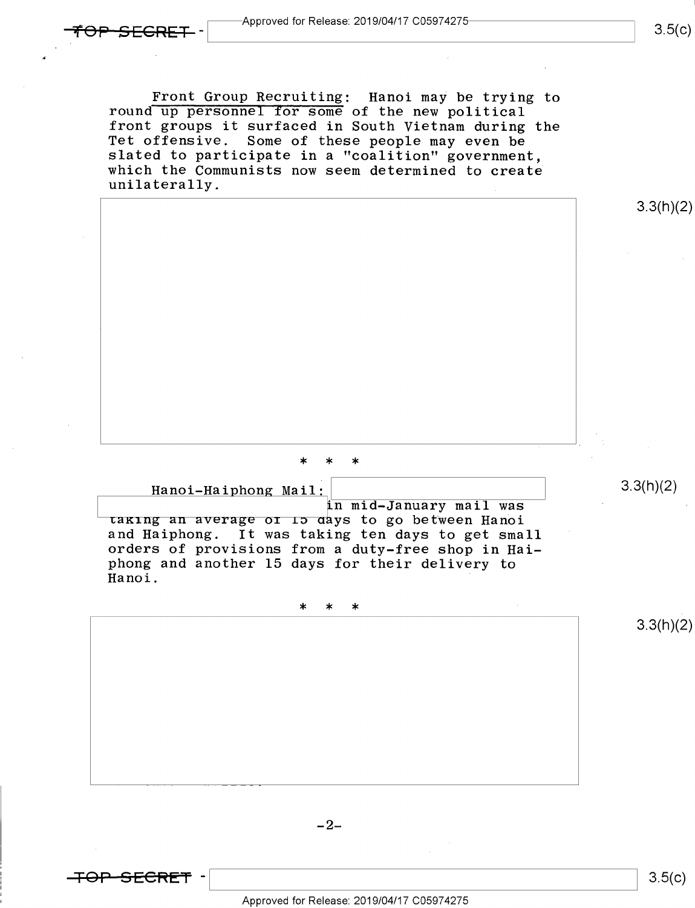Front Group Recruiting: Hanoi may be trying to round up personnel for some of the new political front groups it surfaced in South Vietnam during the Tet offensive. Some of these people may even be slated to participate in a "coalition" government, which the Communists now seem determined to create unilaterally.

3.3(h)(2)

\* \* \*

Hanoi-Haiphong Mail: in mid-January mail was taking an average of 15 days to go between Hanoi and Haiphong. It was taking ten days to get small orders of provisions from a duty-free shop in Haiphong and another 15 days for their delivery to Hanoi.

3.3(h)(2)

\* \* \*

3.3(h)(2)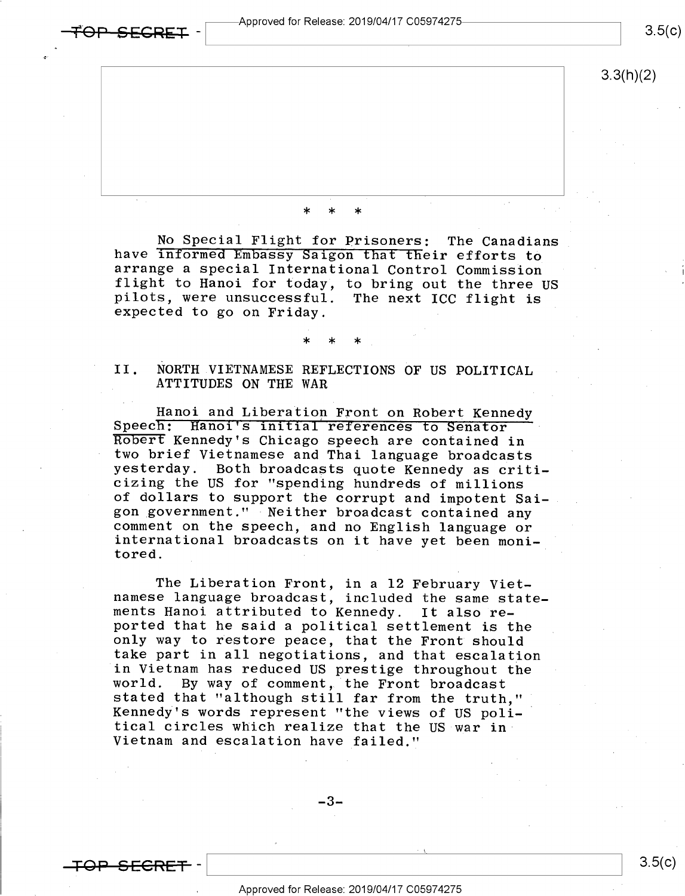\* \* \*

No Special Flight for Prisoners: The Canadians have informed Embassy Saigon that their efforts to arrange a special International Control Commission flight to Hanoi for today, to bring out the three US pilots, were unsuccessful. The next ICC flight is expected to go on Friday.

\* \* \*

## II. NORTH VIETNAMESE REFLECTIONS OF US POLITICAL ATTITUDES ON THE WAR

Hanoi and Liberation Front on Robert Kennedy Speech: Hanoi's initial references to Senator Robert Kennedy's Chicago speech are contained in two brief Vietnamese and Thai language broadcasts yesterday. Both broadcasts quote Kennedy as criticizing the US for "spending hundreds of millions of dollars to support the corrupt and impotent Saigon government." Neither broadcast contained any comment on the speech, and no English language or international broadcasts on it have yet been monitored.

The Liberation Front, in a 12 February Vietnamese language broadcast, included the same statements Hanoi attributed to Kennedy. It also reported that he said a political settlement is the only way to restore peace, that the Front should take part in all negotiations, and that escalation in Vietnam has reduced US prestige throughout the world. By way of comment, the Front broadcast stated that "although still far from the truth," Kennedy's words represent "the views of US political circles which realize that the US war in Vietnam and escalation have failed."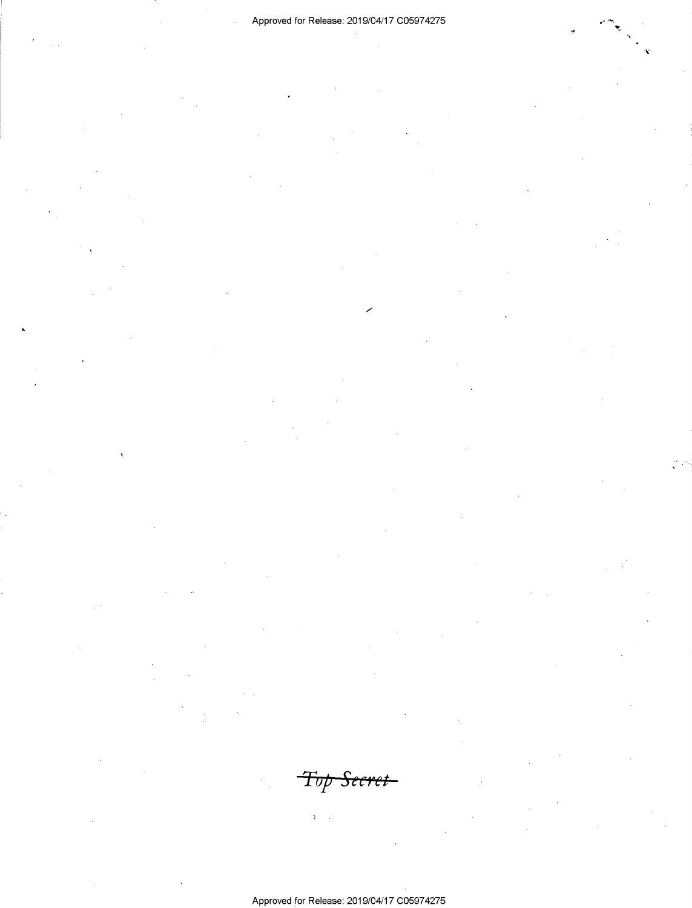~~Top Secret~~